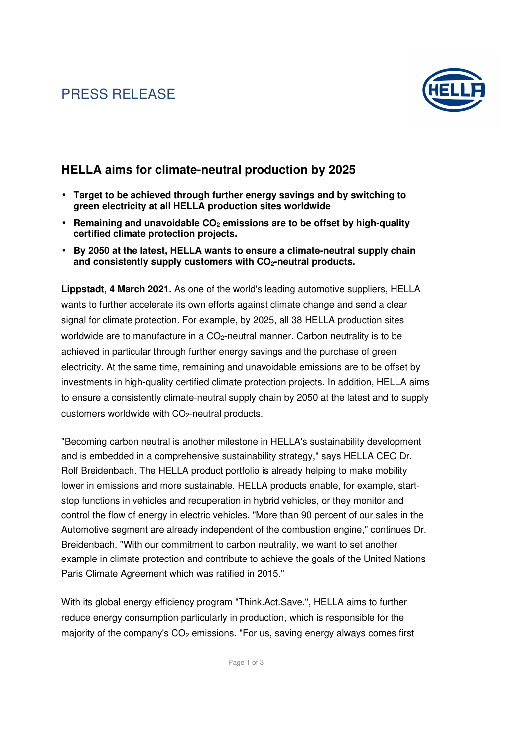PRESS RELEASE

## HELLA aims for climate-neutral production by 2025

- **Target to be achieved through further energy savings and by switching to green electricity at all HELLA production sites worldwide**
- **Remaining and unavoidable $CO_2$ emissions are to be offset by high-quality certified climate protection projects.**
- **By 2050 at the latest, HELLA wants to ensure a climate-neutral supply chain and consistently supply customers with $CO_2$-neutral products.**

**Lippstadt, 4 March 2021.** As one of the world's leading automotive suppliers, HELLA wants to further accelerate its own efforts against climate change and send a clear signal for climate protection. For example, by 2025, all 38 HELLA production sites worldwide are to manufacture in a $CO_2$-neutral manner. Carbon neutrality is to be achieved in particular through further energy savings and the purchase of green electricity. At the same time, remaining and unavoidable emissions are to be offset by investments in high-quality certified climate protection projects. In addition, HELLA aims to ensure a consistently climate-neutral supply chain by 2050 at the latest and to supply customers worldwide with $CO_2$-neutral products.

"Becoming carbon neutral is another milestone in HELLA's sustainability development and is embedded in a comprehensive sustainability strategy," says HELLA CEO Dr. Rolf Breidenbach. The HELLA product portfolio is already helping to make mobility lower in emissions and more sustainable. HELLA products enable, for example, start-stop functions in vehicles and recuperation in hybrid vehicles, or they monitor and control the flow of energy in electric vehicles. "More than 90 percent of our sales in the Automotive segment are already independent of the combustion engine," continues Dr. Breidenbach. "With our commitment to carbon neutrality, we want to set another example in climate protection and contribute to achieve the goals of the United Nations Paris Climate Agreement which was ratified in 2015."

With its global energy efficiency program "Think.Act.Save.", HELLA aims to further reduce energy consumption particularly in production, which is responsible for the majority of the company's $CO_2$ emissions. "For us, saving energy always comes first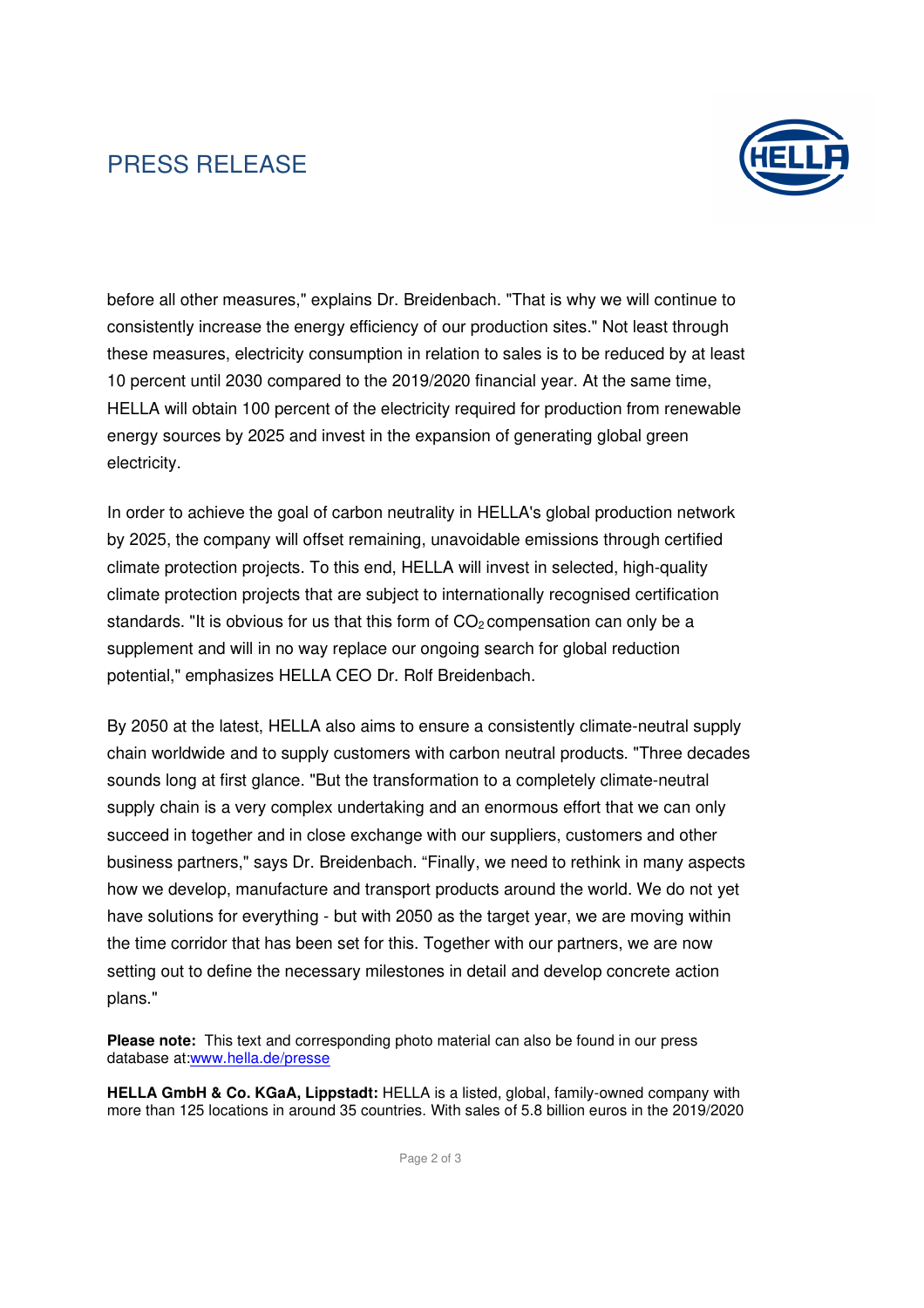before all other measures," explains Dr. Breidenbach. "That is why we will continue to consistently increase the energy efficiency of our production sites." Not least through these measures, electricity consumption in relation to sales is to be reduced by at least 10 percent until 2030 compared to the 2019/2020 financial year. At the same time, HELLA will obtain 100 percent of the electricity required for production from renewable energy sources by 2025 and invest in the expansion of generating global green electricity.

In order to achieve the goal of carbon neutrality in HELLA's global production network by 2025, the company will offset remaining, unavoidable emissions through certified climate protection projects. To this end, HELLA will invest in selected, high-quality climate protection projects that are subject to internationally recognised certification standards. "It is obvious for us that this form of $CO_2$ compensation can only be a supplement and will in no way replace our ongoing search for global reduction potential," emphasizes HELLA CEO Dr. Rolf Breidenbach.

By 2050 at the latest, HELLA also aims to ensure a consistently climate-neutral supply chain worldwide and to supply customers with carbon neutral products. "Three decades sounds long at first glance. "But the transformation to a completely climate-neutral supply chain is a very complex undertaking and an enormous effort that we can only succeed in together and in close exchange with our suppliers, customers and other business partners," says Dr. Breidenbach. "Finally, we need to rethink in many aspects how we develop, manufacture and transport products around the world. We do not yet have solutions for everything - but with 2050 as the target year, we are moving within the time corridor that has been set for this. Together with our partners, we are now setting out to define the necessary milestones in detail and develop concrete action plans."

**Please note:** This text and corresponding photo material can also be found in our press database at:www.hella.de/presse

**HELLA GmbH & Co. KGaA, Lippstadt:** HELLA is a listed, global, family-owned company with more than 125 locations in around 35 countries. With sales of 5.8 billion euros in the 2019/2020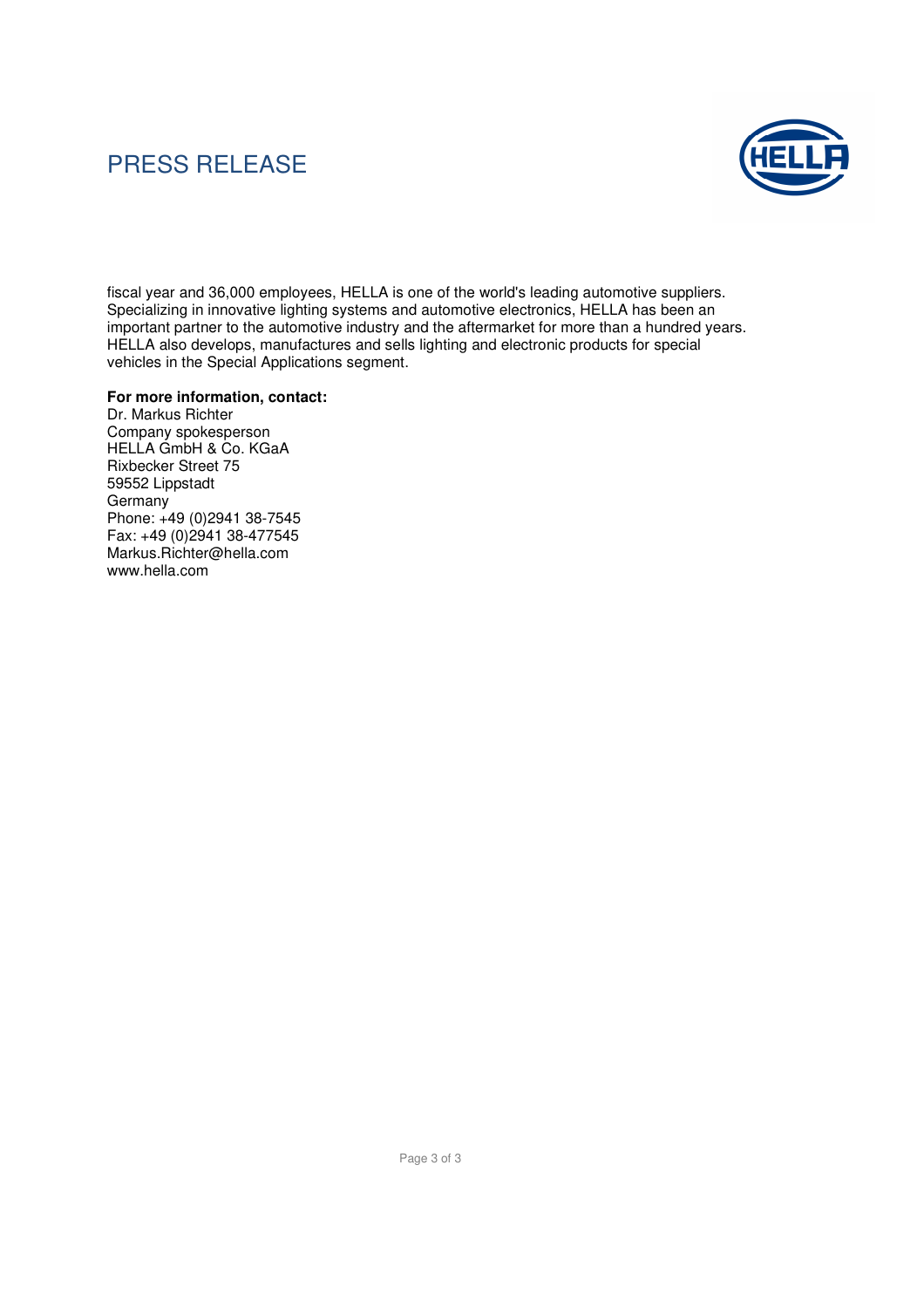fiscal year and 36,000 employees, HELLA is one of the world's leading automotive suppliers. Specializing in innovative lighting systems and automotive electronics, HELLA has been an important partner to the automotive industry and the aftermarket for more than a hundred years. HELLA also develops, manufactures and sells lighting and electronic products for special vehicles in the Special Applications segment.

**For more information, contact:**
Dr. Markus Richter
Company spokesperson
HELLA GmbH & Co. KGaA
Rixbecker Street 75
59552 Lippstadt
Germany
Phone: +49 (0)2941 38-7545
Fax: +49 (0)2941 38-477545
Markus.Richter@hella.com
www.hella.com